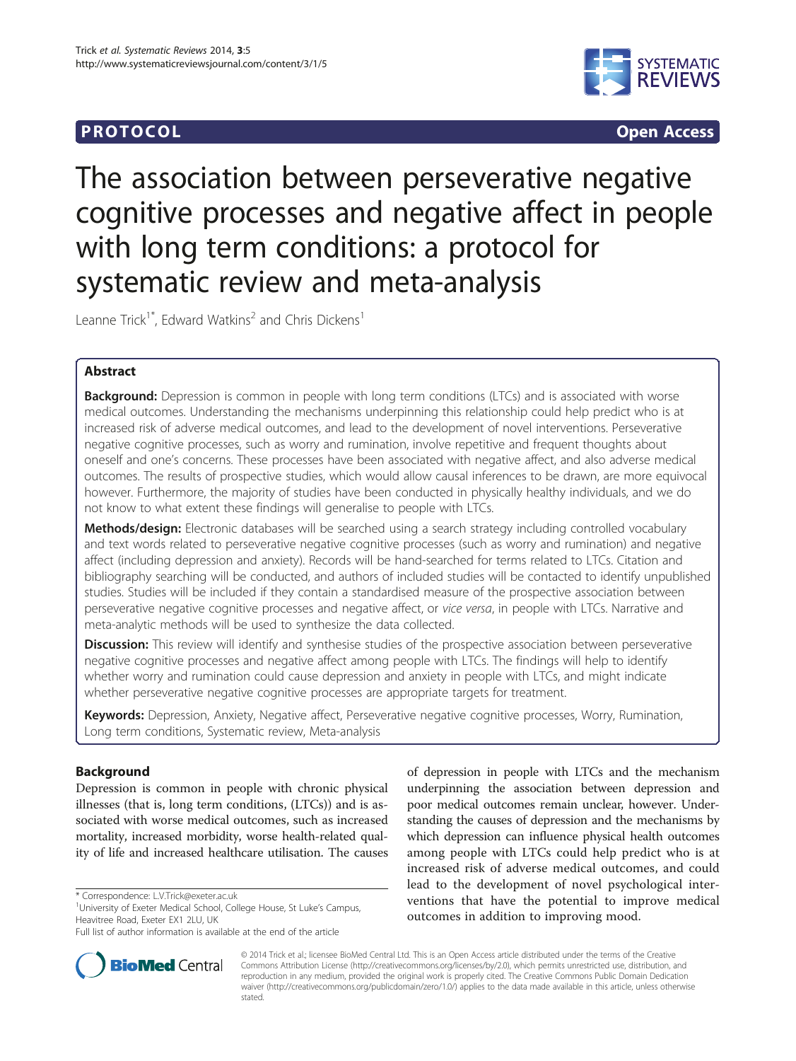**PROTOCOL** **Open Access**

# The association between perseverative negative cognitive processes and negative affect in people with long term conditions: a protocol for systematic review and meta-analysis

Leanne Trick[1*], Edward Watkins[2] and Chris Dickens[1]

## Abstract

**Background:** Depression is common in people with long term conditions (LTCs) and is associated with worse medical outcomes. Understanding the mechanisms underpinning this relationship could help predict who is at increased risk of adverse medical outcomes, and lead to the development of novel interventions. Perseverative negative cognitive processes, such as worry and rumination, involve repetitive and frequent thoughts about oneself and one's concerns. These processes have been associated with negative affect, and also adverse medical outcomes. The results of prospective studies, which would allow causal inferences to be drawn, are more equivocal however. Furthermore, the majority of studies have been conducted in physically healthy individuals, and we do not know to what extent these findings will generalise to people with LTCs.

**Methods/design:** Electronic databases will be searched using a search strategy including controlled vocabulary and text words related to perseverative negative cognitive processes (such as worry and rumination) and negative affect (including depression and anxiety). Records will be hand-searched for terms related to LTCs. Citation and bibliography searching will be conducted, and authors of included studies will be contacted to identify unpublished studies. Studies will be included if they contain a standardised measure of the prospective association between perseverative negative cognitive processes and negative affect, or *vice versa*, in people with LTCs. Narrative and meta-analytic methods will be used to synthesize the data collected.

**Discussion:** This review will identify and synthesise studies of the prospective association between perseverative negative cognitive processes and negative affect among people with LTCs. The findings will help to identify whether worry and rumination could cause depression and anxiety in people with LTCs, and might indicate whether perseverative negative cognitive processes are appropriate targets for treatment.

**Keywords:** Depression, Anxiety, Negative affect, Perseverative negative cognitive processes, Worry, Rumination, Long term conditions, Systematic review, Meta-analysis

## Background

Depression is common in people with chronic physical illnesses (that is, long term conditions, (LTCs)) and is associated with worse medical outcomes, such as increased mortality, increased morbidity, worse health-related quality of life and increased healthcare utilisation. The causes of depression in people with LTCs and the mechanism underpinning the association between depression and poor medical outcomes remain unclear, however. Understanding the causes of depression and the mechanisms by which depression can influence physical health outcomes among people with LTCs could help predict who is at increased risk of adverse medical outcomes, and could lead to the development of novel psychological interventions that have the potential to improve medical outcomes in addition to improving mood.

\* Correspondence: L.V.Trick@exeter.ac.uk
[1]University of Exeter Medical School, College House, St Luke's Campus, Heavitree Road, Exeter EX1 2LU, UK
Full list of author information is available at the end of the article

© 2014 Trick et al.; licensee BioMed Central Ltd. This is an Open Access article distributed under the terms of the Creative Commons Attribution License (http://creativecommons.org/licenses/by/2.0), which permits unrestricted use, distribution, and reproduction in any medium, provided the original work is properly cited. The Creative Commons Public Domain Dedication waiver (http://creativecommons.org/publicdomain/zero/1.0/) applies to the data made available in this article, unless otherwise stated.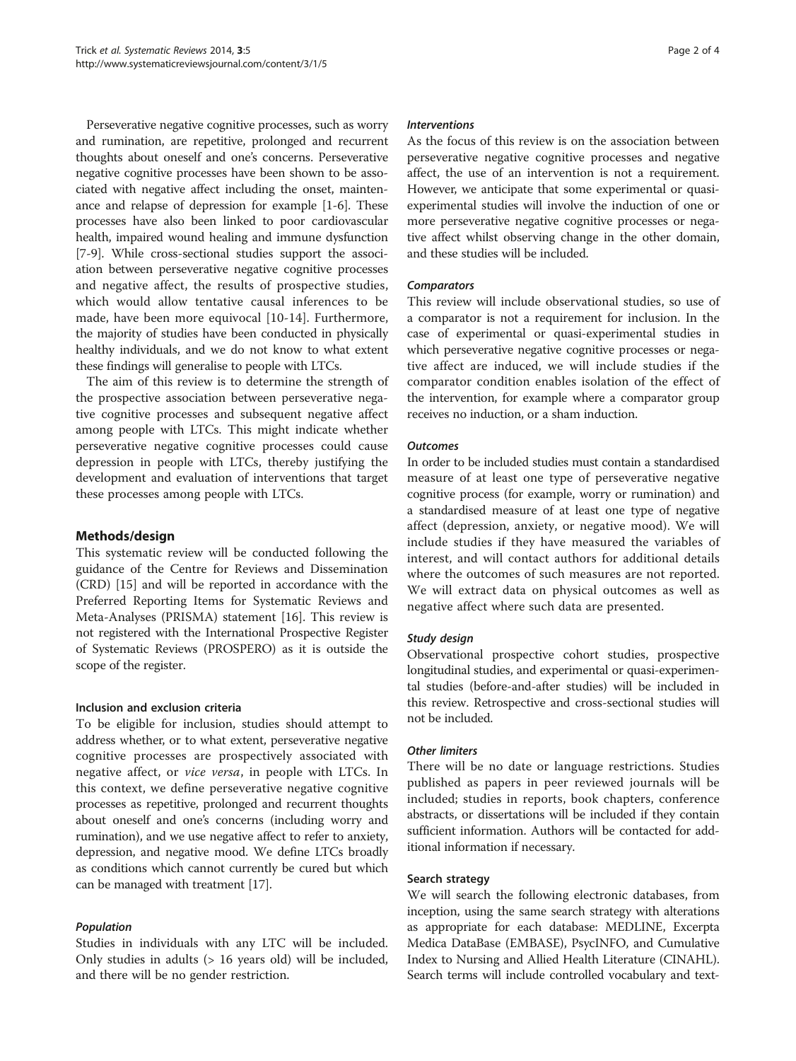Perseverative negative cognitive processes, such as worry and rumination, are repetitive, prolonged and recurrent thoughts about oneself and one's concerns. Perseverative negative cognitive processes have been shown to be associated with negative affect including the onset, maintenance and relapse of depression for example [1-6]. These processes have also been linked to poor cardiovascular health, impaired wound healing and immune dysfunction [7-9]. While cross-sectional studies support the association between perseverative negative cognitive processes and negative affect, the results of prospective studies, which would allow tentative causal inferences to be made, have been more equivocal [10-14]. Furthermore, the majority of studies have been conducted in physically healthy individuals, and we do not know to what extent these findings will generalise to people with LTCs.

The aim of this review is to determine the strength of the prospective association between perseverative negative cognitive processes and subsequent negative affect among people with LTCs. This might indicate whether perseverative negative cognitive processes could cause depression in people with LTCs, thereby justifying the development and evaluation of interventions that target these processes among people with LTCs.

## Methods/design

This systematic review will be conducted following the guidance of the Centre for Reviews and Dissemination (CRD) [15] and will be reported in accordance with the Preferred Reporting Items for Systematic Reviews and Meta-Analyses (PRISMA) statement [16]. This review is not registered with the International Prospective Register of Systematic Reviews (PROSPERO) as it is outside the scope of the register.

### Inclusion and exclusion criteria

To be eligible for inclusion, studies should attempt to address whether, or to what extent, perseverative negative cognitive processes are prospectively associated with negative affect, or *vice versa*, in people with LTCs. In this context, we define perseverative negative cognitive processes as repetitive, prolonged and recurrent thoughts about oneself and one's concerns (including worry and rumination), and we use negative affect to refer to anxiety, depression, and negative mood. We define LTCs broadly as conditions which cannot currently be cured but which can be managed with treatment [17].

#### *Population*

Studies in individuals with any LTC will be included. Only studies in adults (> 16 years old) will be included, and there will be no gender restriction.

#### *Interventions*

As the focus of this review is on the association between perseverative negative cognitive processes and negative affect, the use of an intervention is not a requirement. However, we anticipate that some experimental or quasi-experimental studies will involve the induction of one or more perseverative negative cognitive processes or negative affect whilst observing change in the other domain, and these studies will be included.

#### *Comparators*

This review will include observational studies, so use of a comparator is not a requirement for inclusion. In the case of experimental or quasi-experimental studies in which perseverative negative cognitive processes or negative affect are induced, we will include studies if the comparator condition enables isolation of the effect of the intervention, for example where a comparator group receives no induction, or a sham induction.

#### *Outcomes*

In order to be included studies must contain a standardised measure of at least one type of perseverative negative cognitive process (for example, worry or rumination) and a standardised measure of at least one type of negative affect (depression, anxiety, or negative mood). We will include studies if they have measured the variables of interest, and will contact authors for additional details where the outcomes of such measures are not reported. We will extract data on physical outcomes as well as negative affect where such data are presented.

#### *Study design*

Observational prospective cohort studies, prospective longitudinal studies, and experimental or quasi-experimental studies (before-and-after studies) will be included in this review. Retrospective and cross-sectional studies will not be included.

#### *Other limiters*

There will be no date or language restrictions. Studies published as papers in peer reviewed journals will be included; studies in reports, book chapters, conference abstracts, or dissertations will be included if they contain sufficient information. Authors will be contacted for additional information if necessary.

### Search strategy

We will search the following electronic databases, from inception, using the same search strategy with alterations as appropriate for each database: MEDLINE, Excerpta Medica DataBase (EMBASE), PsycINFO, and Cumulative Index to Nursing and Allied Health Literature (CINAHL). Search terms will include controlled vocabulary and text-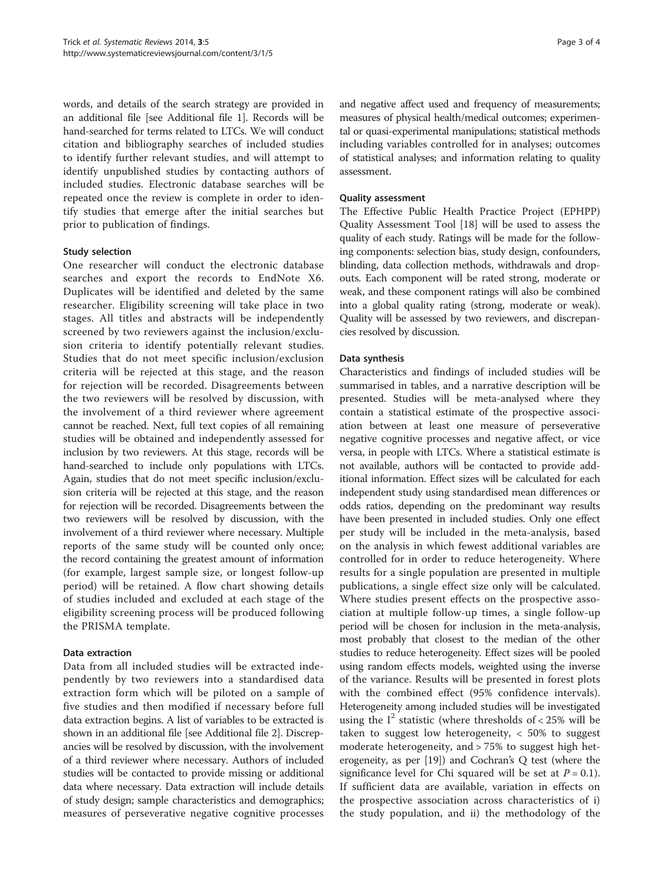words, and details of the search strategy are provided in an additional file [see Additional file 1]. Records will be hand-searched for terms related to LTCs. We will conduct citation and bibliography searches of included studies to identify further relevant studies, and will attempt to identify unpublished studies by contacting authors of included studies. Electronic database searches will be repeated once the review is complete in order to identify studies that emerge after the initial searches but prior to publication of findings.

### Study selection

One researcher will conduct the electronic database searches and export the records to EndNote X6. Duplicates will be identified and deleted by the same researcher. Eligibility screening will take place in two stages. All titles and abstracts will be independently screened by two reviewers against the inclusion/exclusion criteria to identify potentially relevant studies. Studies that do not meet specific inclusion/exclusion criteria will be rejected at this stage, and the reason for rejection will be recorded. Disagreements between the two reviewers will be resolved by discussion, with the involvement of a third reviewer where agreement cannot be reached. Next, full text copies of all remaining studies will be obtained and independently assessed for inclusion by two reviewers. At this stage, records will be hand-searched to include only populations with LTCs. Again, studies that do not meet specific inclusion/exclusion criteria will be rejected at this stage, and the reason for rejection will be recorded. Disagreements between the two reviewers will be resolved by discussion, with the involvement of a third reviewer where necessary. Multiple reports of the same study will be counted only once; the record containing the greatest amount of information (for example, largest sample size, or longest follow-up period) will be retained. A flow chart showing details of studies included and excluded at each stage of the eligibility screening process will be produced following the PRISMA template.

### Data extraction

Data from all included studies will be extracted independently by two reviewers into a standardised data extraction form which will be piloted on a sample of five studies and then modified if necessary before full data extraction begins. A list of variables to be extracted is shown in an additional file [see Additional file 2]. Discrepancies will be resolved by discussion, with the involvement of a third reviewer where necessary. Authors of included studies will be contacted to provide missing or additional data where necessary. Data extraction will include details of study design; sample characteristics and demographics; measures of perseverative negative cognitive processes and negative affect used and frequency of measurements; measures of physical health/medical outcomes; experimental or quasi-experimental manipulations; statistical methods including variables controlled for in analyses; outcomes of statistical analyses; and information relating to quality assessment.

### Quality assessment

The Effective Public Health Practice Project (EPHPP) Quality Assessment Tool [18] will be used to assess the quality of each study. Ratings will be made for the following components: selection bias, study design, confounders, blinding, data collection methods, withdrawals and drop-outs. Each component will be rated strong, moderate or weak, and these component ratings will also be combined into a global quality rating (strong, moderate or weak). Quality will be assessed by two reviewers, and discrepancies resolved by discussion.

### Data synthesis

Characteristics and findings of included studies will be summarised in tables, and a narrative description will be presented. Studies will be meta-analysed where they contain a statistical estimate of the prospective association between at least one measure of perseverative negative cognitive processes and negative affect, or vice versa, in people with LTCs. Where a statistical estimate is not available, authors will be contacted to provide additional information. Effect sizes will be calculated for each independent study using standardised mean differences or odds ratios, depending on the predominant way results have been presented in included studies. Only one effect per study will be included in the meta-analysis, based on the analysis in which fewest additional variables are controlled for in order to reduce heterogeneity. Where results for a single population are presented in multiple publications, a single effect size only will be calculated. Where studies present effects on the prospective association at multiple follow-up times, a single follow-up period will be chosen for inclusion in the meta-analysis, most probably that closest to the median of the other studies to reduce heterogeneity. Effect sizes will be pooled using random effects models, weighted using the inverse of the variance. Results will be presented in forest plots with the combined effect (95% confidence intervals). Heterogeneity among included studies will be investigated using the $I^2$ statistic (where thresholds of < 25% will be taken to suggest low heterogeneity, < 50% to suggest moderate heterogeneity, and > 75% to suggest high heterogeneity, as per [19]) and Cochran's Q test (where the significance level for Chi squared will be set at $P = 0.1$). If sufficient data are available, variation in effects on the prospective association across characteristics of i) the study population, and ii) the methodology of the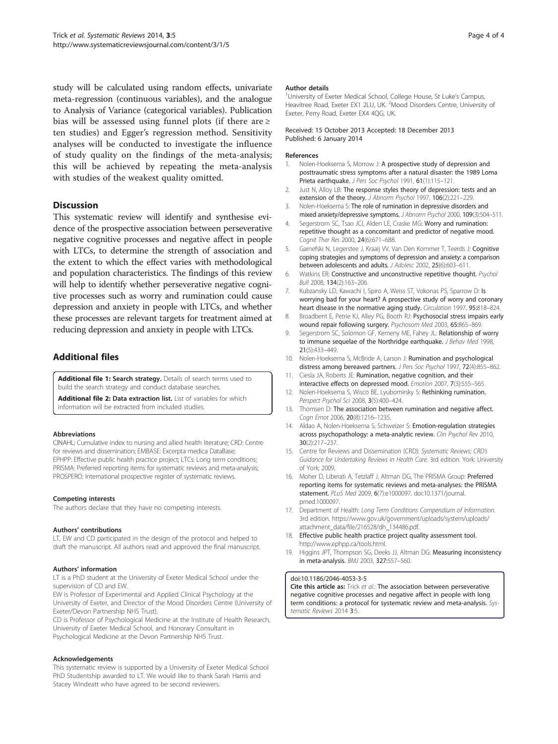study will be calculated using random effects, univariate meta-regression (continuous variables), and the analogue to Analysis of Variance (categorical variables). Publication bias will be assessed using funnel plots (if there are ≥ ten studies) and Egger's regression method. Sensitivity analyses will be conducted to investigate the influence of study quality on the findings of the meta-analysis; this will be achieved by repeating the meta-analysis with studies of the weakest quality omitted.

## Discussion

This systematic review will identify and synthesise evidence of the prospective association between perseverative negative cognitive processes and negative affect in people with LTCs, to determine the strength of association and the extent to which the effect varies with methodological and population characteristics. The findings of this review will help to identify whether perseverative negative cognitive processes such as worry and rumination could cause depression and anxiety in people with LTCs, and whether these processes are relevant targets for treatment aimed at reducing depression and anxiety in people with LTCs.

## Additional files

**Additional file 1: Search strategy.** Details of search terms used to build the search strategy and conduct database searches.

**Additional file 2: Data extraction list.** List of variables for which information will be extracted from included studies.

#### Abbreviations

CINAHL: Cumulative index to nursing and allied health literature; CRD: Centre for reviews and dissemination; EMBASE: Excerpta medica DataBase; EPHPP: Effective public health practice project; LTCs: Long term conditions; PRISMA: Preferred reporting items for systematic reviews and meta-analysis; PROSPERO: International prospective register of systematic reviews.

#### Competing interests

The authors declare that they have no competing interests.

#### Authors' contributions

LT, EW and CD participated in the design of the protocol and helped to draft the manuscript. All authors read and approved the final manuscript.

#### Authors' information

LT is a PhD student at the University of Exeter Medical School under the supervision of CD and EW.

EW is Professor of Experimental and Applied Clinical Psychology at the University of Exeter, and Director of the Mood Disorders Centre (University of Exeter/Devon Partnership NHS Trust).

CD is Professor of Psychological Medicine at the Institute of Health Research, University of Exeter Medical School, and Honorary Consultant in Psychological Medicine at the Devon Partnership NHS Trust.

#### Acknowledgements

This systematic review is supported by a University of Exeter Medical School PhD Studentship awarded to LT. We would like to thank Sarah Harris and Stacey Windeatt who have agreed to be second reviewers.

#### Author details

[1]University of Exeter Medical School, College House, St Luke's Campus, Heavitree Road, Exeter EX1 2LU, UK. [2]Mood Disorders Centre, University of Exeter, Perry Road, Exeter EX4 4QG, UK.

Received: 15 October 2013 Accepted: 18 December 2013
Published: 6 January 2014

#### References

1. Nolen-Hoeksema S, Morrow J: **A prospective study of depression and posttraumatic stress symptoms after a natural disaster: the 1989 Loma Prieta earthquake.** *J Pers Soc Psychol* 1991, **61**(1):115–121.
2. Just N, Alloy LB: **The response styles theory of depression: tests and an extension of the theory.** *J Abnorm Psychol* 1997, **106**(2):221–229.
3. Nolen-Hoeksema S: **The role of rumination in depressive disorders and mixed anxiety/depressive symptoms.** *J Abnorm Psychol* 2000, **109**(3):504–511.
4. Segerstrom SC, Tsao JCI, Alden LE, Craske MG: **Worry and rumination: repetitive thought as a concomitant and predictor of negative mood.** *Cognit Ther Res* 2000, **24**(6):671–688.
5. Garnefski N, Legerstee J, Kraaij VV, Van Den Kommer T, Teerds J: **Cognitive coping strategies and symptoms of depression and anxiety: a comparison between adolescents and adults.** *J Adolesc* 2002, **25**(6):603–611.
6. Watkins ER: **Constructive and unconstructive repetitive thought.** *Psychol Bull* 2008, **134**(2):163–206.
7. Kubzansky LD, Kawachi I, Spiro A, Weiss ST, Vokonas PS, Sparrow D: **Is worrying bad for your heart? A prospective study of worry and coronary heart disease in the normative aging study.** *Circulation* 1997, **95:**818–824.
8. Broadbent E, Petrie KJ, Alley PG, Booth RJ: **Psychosocial stress impairs early wound repair following surgery.** *Psychosom Med* 2003, **65:**865–869.
9. Segerstrom SC, Solomon GF, Kemeny ME, Fahey JL: **Relationship of worry to immune sequelae of the Northridge earthquake.** *J Behav Med* 1998, **21**(5):433–449.
10. Nolen-Hoeksema S, McBride A, Larson J: **Rumination and psychological distress among bereaved partners.** *J Pers Soc Psychol* 1997, **72**(4):855–862.
11. Ciesla JA, Roberts JE: **Rumination, negative cognition, and their interactive effects on depressed mood.** *Emotion* 2007, **7**(3):555–565.
12. Nolen-Hoeksema S, Wisco BE, Lyubomirsky S: **Rethinking rumination.** *Perspect Psychol Sci* 2008, **3**(5):400–424.
13. Thomsen D: **The association between rumination and negative affect.** *Cogn Emot* 2006, **20**(8):1216–1235.
14. Aldao A, Nolen-Hoeksema S, Schweizer S: **Emotion-regulation strategies across psychopathology: a meta-analytic review.** *Clin Psychol Rev* 2010, **30**(2):217–237.
15. Centre for Reviews and Dissemination (CRD): *Systematic Reviews: CRD's Guidance for Undertaking Reviews in Health Care.* 3rd edition. York: University of York; 2009.
16. Moher D, Liberati A, Tetzlaff J, Altman DG, The PRISMA Group: **Preferred reporting items for systematic reviews and meta-analyses: the PRISMA statement.** *PLoS Med* 2009, **6**(7):e1000097. doi:10.1371/journal.pmed.1000097.
17. Department of Health: *Long Term Conditions Compendium of Information.* 3rd edition. https://www.gov.uk/government/uploads/system/uploads/attachment_data/file/216528/dh_134486.pdf.
18. **Effective public health practice project quality assessment tool.** http://www.ephpp.ca/tools.html.
19. Higgins JPT, Thompson SG, Deeks JJ, Altman DG: **Measuring inconsistency in meta-analysis.** *BMJ* 2003, **327:**557–560.

doi:10.1186/2046-4053-3-5

**Cite this article as:** Trick *et al.*: The association between perseverative negative cognitive processes and negative affect in people with long term conditions: a protocol for systematic review and meta-analysis. *Systematic Reviews* 2014 **3**:5.